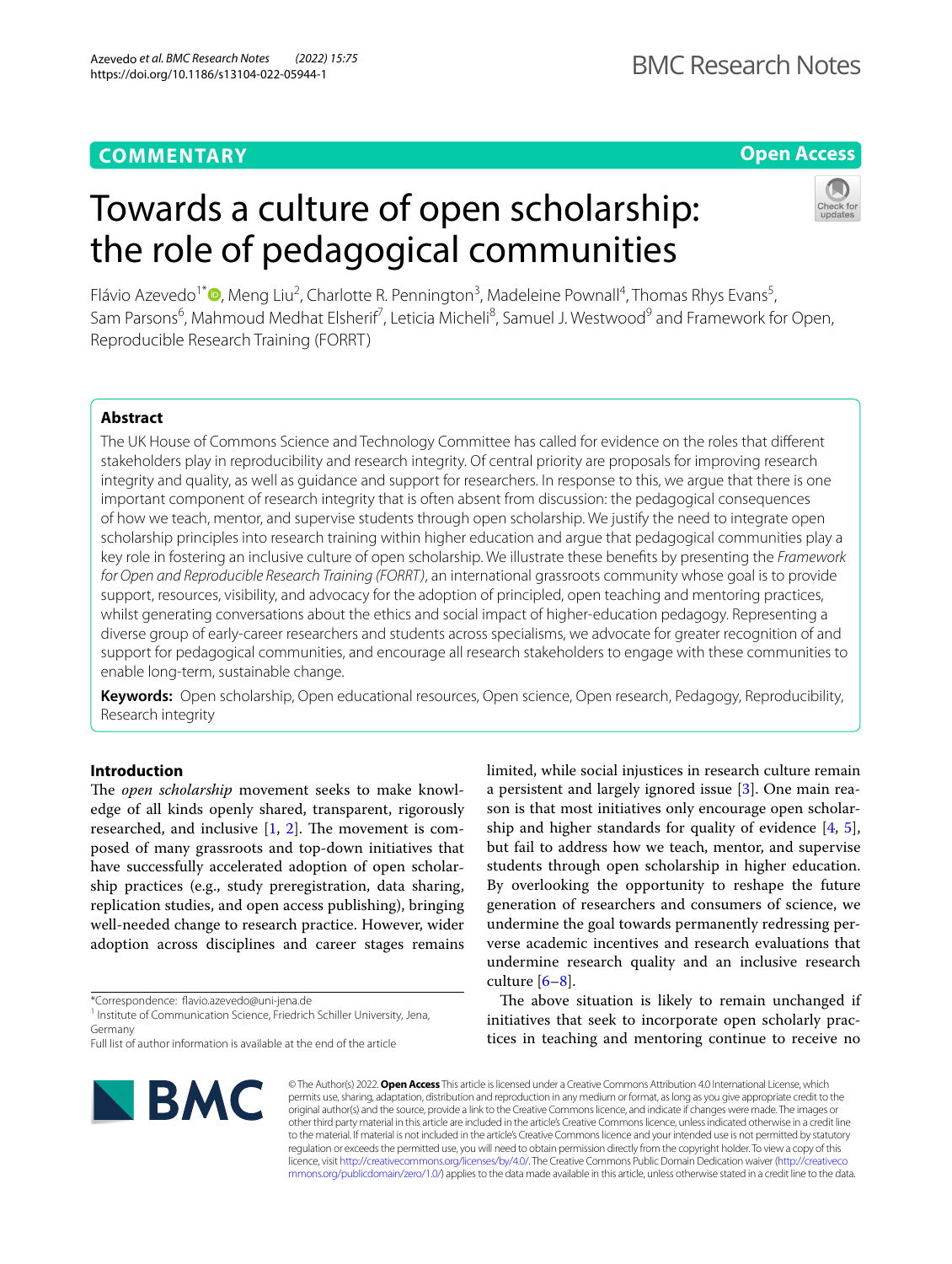COMMENTARY

Open Access

# Towards a culture of open scholarship: the role of pedagogical communities

Flávio Azevedo[1*], Meng Liu[2], Charlotte R. Pennington[3], Madeleine Pownall[4], Thomas Rhys Evans[5], Sam Parsons[6], Mahmoud Medhat Elsherif[7], Leticia Micheli[8], Samuel J. Westwood[9] and Framework for Open, Reproducible Research Training (FORRT)

## Abstract

The UK House of Commons Science and Technology Committee has called for evidence on the roles that different stakeholders play in reproducibility and research integrity. Of central priority are proposals for improving research integrity and quality, as well as guidance and support for researchers. In response to this, we argue that there is one important component of research integrity that is often absent from discussion: the pedagogical consequences of how we teach, mentor, and supervise students through open scholarship. We justify the need to integrate open scholarship principles into research training within higher education and argue that pedagogical communities play a key role in fostering an inclusive culture of open scholarship. We illustrate these benefits by presenting the *Framework for Open and Reproducible Research Training (FORRT)*, an international grassroots community whose goal is to provide support, resources, visibility, and advocacy for the adoption of principled, open teaching and mentoring practices, whilst generating conversations about the ethics and social impact of higher-education pedagogy. Representing a diverse group of early-career researchers and students across specialisms, we advocate for greater recognition of and support for pedagogical communities, and encourage all research stakeholders to engage with these communities to enable long-term, sustainable change.

**Keywords:** Open scholarship, Open educational resources, Open science, Open research, Pedagogy, Reproducibility, Research integrity

## Introduction

The *open scholarship* movement seeks to make knowledge of all kinds openly shared, transparent, rigorously researched, and inclusive [1, 2]. The movement is composed of many grassroots and top-down initiatives that have successfully accelerated adoption of open scholarship practices (e.g., study preregistration, data sharing, replication studies, and open access publishing), bringing well-needed change to research practice. However, wider adoption across disciplines and career stages remains limited, while social injustices in research culture remain a persistent and largely ignored issue [3]. One main reason is that most initiatives only encourage open scholarship and higher standards for quality of evidence [4, 5], but fail to address how we teach, mentor, and supervise students through open scholarship in higher education. By overlooking the opportunity to reshape the future generation of researchers and consumers of science, we undermine the goal towards permanently redressing perverse academic incentives and research evaluations that undermine research quality and an inclusive research culture [6–8].

The above situation is likely to remain unchanged if initiatives that seek to incorporate open scholarly practices in teaching and mentoring continue to receive no

*Correspondence: flavio.azevedo@uni-jena.de
[1] Institute of Communication Science, Friedrich Schiller University, Jena, Germany
Full list of author information is available at the end of the article

© The Author(s) 2022. **Open Access** This article is licensed under a Creative Commons Attribution 4.0 International License, which permits use, sharing, adaptation, distribution and reproduction in any medium or format, as long as you give appropriate credit to the original author(s) and the source, provide a link to the Creative Commons licence, and indicate if changes were made. The images or other third party material in this article are included in the article's Creative Commons licence, unless indicated otherwise in a credit line to the material. If material is not included in the article's Creative Commons licence and your intended use is not permitted by statutory regulation or exceeds the permitted use, you will need to obtain permission directly from the copyright holder. To view a copy of this licence, visit http://creativecommons.org/licenses/by/4.0/. The Creative Commons Public Domain Dedication waiver (http://creativecommons.org/publicdomain/zero/1.0/) applies to the data made available in this article, unless otherwise stated in a credit line to the data.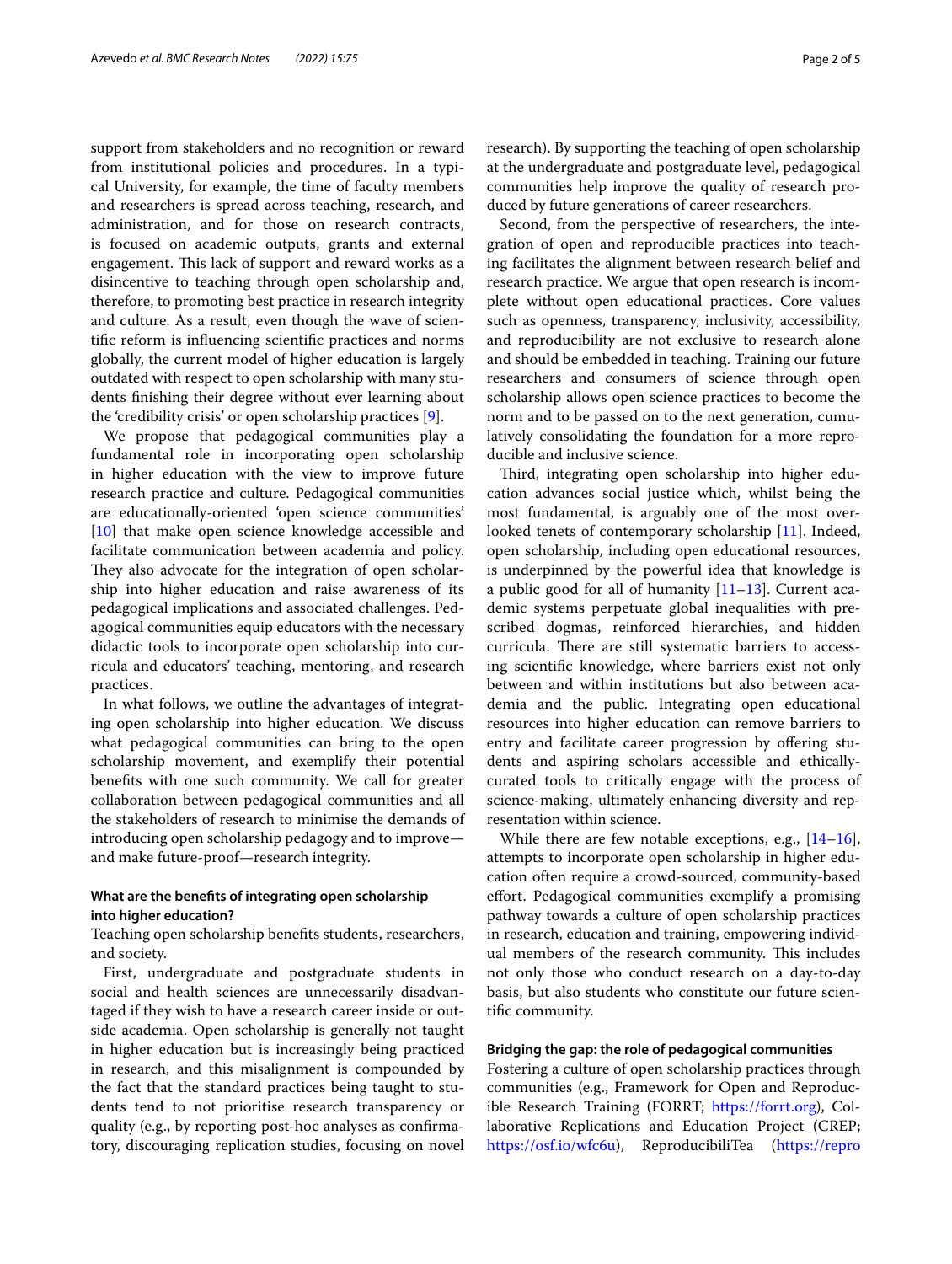support from stakeholders and no recognition or reward from institutional policies and procedures. In a typical University, for example, the time of faculty members and researchers is spread across teaching, research, and administration, and for those on research contracts, is focused on academic outputs, grants and external engagement. This lack of support and reward works as a disincentive to teaching through open scholarship and, therefore, to promoting best practice in research integrity and culture. As a result, even though the wave of scientific reform is influencing scientific practices and norms globally, the current model of higher education is largely outdated with respect to open scholarship with many students finishing their degree without ever learning about the 'credibility crisis' or open scholarship practices [9].

We propose that pedagogical communities play a fundamental role in incorporating open scholarship in higher education with the view to improve future research practice and culture. Pedagogical communities are educationally-oriented 'open science communities' [10] that make open science knowledge accessible and facilitate communication between academia and policy. They also advocate for the integration of open scholarship into higher education and raise awareness of its pedagogical implications and associated challenges. Pedagogical communities equip educators with the necessary didactic tools to incorporate open scholarship into curricula and educators' teaching, mentoring, and research practices.

In what follows, we outline the advantages of integrating open scholarship into higher education. We discuss what pedagogical communities can bring to the open scholarship movement, and exemplify their potential benefits with one such community. We call for greater collaboration between pedagogical communities and all the stakeholders of research to minimise the demands of introducing open scholarship pedagogy and to improve—and make future-proof—research integrity.

### What are the benefits of integrating open scholarship into higher education?

Teaching open scholarship benefits students, researchers, and society.

First, undergraduate and postgraduate students in social and health sciences are unnecessarily disadvantaged if they wish to have a research career inside or outside academia. Open scholarship is generally not taught in higher education but is increasingly being practiced in research, and this misalignment is compounded by the fact that the standard practices being taught to students tend to not prioritise research transparency or quality (e.g., by reporting post-hoc analyses as confirmatory, discouraging replication studies, focusing on novel research). By supporting the teaching of open scholarship at the undergraduate and postgraduate level, pedagogical communities help improve the quality of research produced by future generations of career researchers.

Second, from the perspective of researchers, the integration of open and reproducible practices into teaching facilitates the alignment between research belief and research practice. We argue that open research is incomplete without open educational practices. Core values such as openness, transparency, inclusivity, accessibility, and reproducibility are not exclusive to research alone and should be embedded in teaching. Training our future researchers and consumers of science through open scholarship allows open science practices to become the norm and to be passed on to the next generation, cumulatively consolidating the foundation for a more reproducible and inclusive science.

Third, integrating open scholarship into higher education advances social justice which, whilst being the most fundamental, is arguably one of the most overlooked tenets of contemporary scholarship [11]. Indeed, open scholarship, including open educational resources, is underpinned by the powerful idea that knowledge is a public good for all of humanity [11–13]. Current academic systems perpetuate global inequalities with prescribed dogmas, reinforced hierarchies, and hidden curricula. There are still systematic barriers to accessing scientific knowledge, where barriers exist not only between and within institutions but also between academia and the public. Integrating open educational resources into higher education can remove barriers to entry and facilitate career progression by offering students and aspiring scholars accessible and ethically-curated tools to critically engage with the process of science-making, ultimately enhancing diversity and representation within science.

While there are few notable exceptions, e.g., [14–16], attempts to incorporate open scholarship in higher education often require a crowd-sourced, community-based effort. Pedagogical communities exemplify a promising pathway towards a culture of open scholarship practices in research, education and training, empowering individual members of the research community. This includes not only those who conduct research on a day-to-day basis, but also students who constitute our future scientific community.

### Bridging the gap: the role of pedagogical communities

Fostering a culture of open scholarship practices through communities (e.g., Framework for Open and Reproducible Research Training (FORRT; https://forrt.org), Collaborative Replications and Education Project (CREP; https://osf.io/wfc6u), ReproducibiliTea (https://repro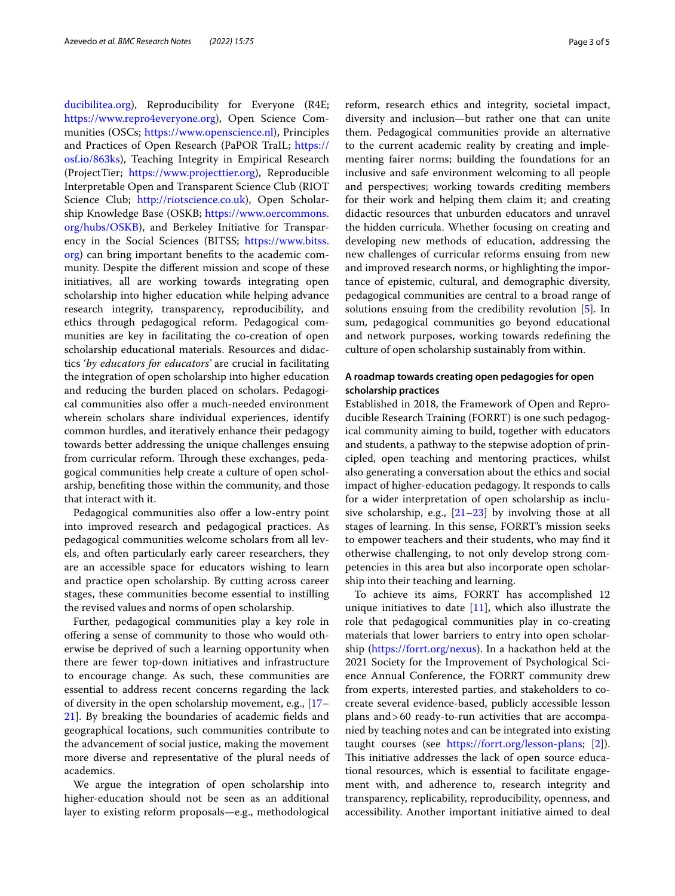ducibilitea.org), Reproducibility for Everyone (R4E; https://www.repro4everyone.org), Open Science Communities (OSCs; https://www.openscience.nl), Principles and Practices of Open Research (PaPOR TraIL; https://osf.io/863ks), Teaching Integrity in Empirical Research (ProjectTier; https://www.projecttier.org), Reproducible Interpretable Open and Transparent Science Club (RIOT Science Club; http://riotscience.co.uk), Open Scholarship Knowledge Base (OSKB; https://www.oercommons.org/hubs/OSKB), and Berkeley Initiative for Transparency in the Social Sciences (BITSS; https://www.bitss.org) can bring important benefits to the academic community. Despite the different mission and scope of these initiatives, all are working towards integrating open scholarship into higher education while helping advance research integrity, transparency, reproducibility, and ethics through pedagogical reform. Pedagogical communities are key in facilitating the co-creation of open scholarship educational materials. Resources and didactics '*by educators for educators*' are crucial in facilitating the integration of open scholarship into higher education and reducing the burden placed on scholars. Pedagogical communities also offer a much-needed environment wherein scholars share individual experiences, identify common hurdles, and iteratively enhance their pedagogy towards better addressing the unique challenges ensuing from curricular reform. Through these exchanges, pedagogical communities help create a culture of open scholarship, benefiting those within the community, and those that interact with it.

Pedagogical communities also offer a low-entry point into improved research and pedagogical practices. As pedagogical communities welcome scholars from all levels, and often particularly early career researchers, they are an accessible space for educators wishing to learn and practice open scholarship. By cutting across career stages, these communities become essential to instilling the revised values and norms of open scholarship.

Further, pedagogical communities play a key role in offering a sense of community to those who would otherwise be deprived of such a learning opportunity when there are fewer top-down initiatives and infrastructure to encourage change. As such, these communities are essential to address recent concerns regarding the lack of diversity in the open scholarship movement, e.g., [17–21]. By breaking the boundaries of academic fields and geographical locations, such communities contribute to the advancement of social justice, making the movement more diverse and representative of the plural needs of academics.

We argue the integration of open scholarship into higher-education should not be seen as an additional layer to existing reform proposals—e.g., methodological reform, research ethics and integrity, societal impact, diversity and inclusion—but rather one that can unite them. Pedagogical communities provide an alternative to the current academic reality by creating and implementing fairer norms; building the foundations for an inclusive and safe environment welcoming to all people and perspectives; working towards crediting members for their work and helping them claim it; and creating didactic resources that unburden educators and unravel the hidden curricula. Whether focusing on creating and developing new methods of education, addressing the new challenges of curricular reforms ensuing from new and improved research norms, or highlighting the importance of epistemic, cultural, and demographic diversity, pedagogical communities are central to a broad range of solutions ensuing from the credibility revolution [5]. In sum, pedagogical communities go beyond educational and network purposes, working towards redefining the culture of open scholarship sustainably from within.

## A roadmap towards creating open pedagogies for open scholarship practices

Established in 2018, the Framework of Open and Reproducible Research Training (FORRT) is one such pedagogical community aiming to build, together with educators and students, a pathway to the stepwise adoption of principled, open teaching and mentoring practices, whilst also generating a conversation about the ethics and social impact of higher-education pedagogy. It responds to calls for a wider interpretation of open scholarship as inclusive scholarship, e.g., [21–23] by involving those at all stages of learning. In this sense, FORRT's mission seeks to empower teachers and their students, who may find it otherwise challenging, to not only develop strong competencies in this area but also incorporate open scholarship into their teaching and learning.

To achieve its aims, FORRT has accomplished 12 unique initiatives to date [11], which also illustrate the role that pedagogical communities play in co-creating materials that lower barriers to entry into open scholarship (https://forrt.org/nexus). In a hackathon held at the 2021 Society for the Improvement of Psychological Science Annual Conference, the FORRT community drew from experts, interested parties, and stakeholders to co-create several evidence-based, publicly accessible lesson plans and >60 ready-to-run activities that are accompanied by teaching notes and can be integrated into existing taught courses (see https://forrt.org/lesson-plans; [2]). This initiative addresses the lack of open source educational resources, which is essential to facilitate engagement with, and adherence to, research integrity and transparency, replicability, reproducibility, openness, and accessibility. Another important initiative aimed to deal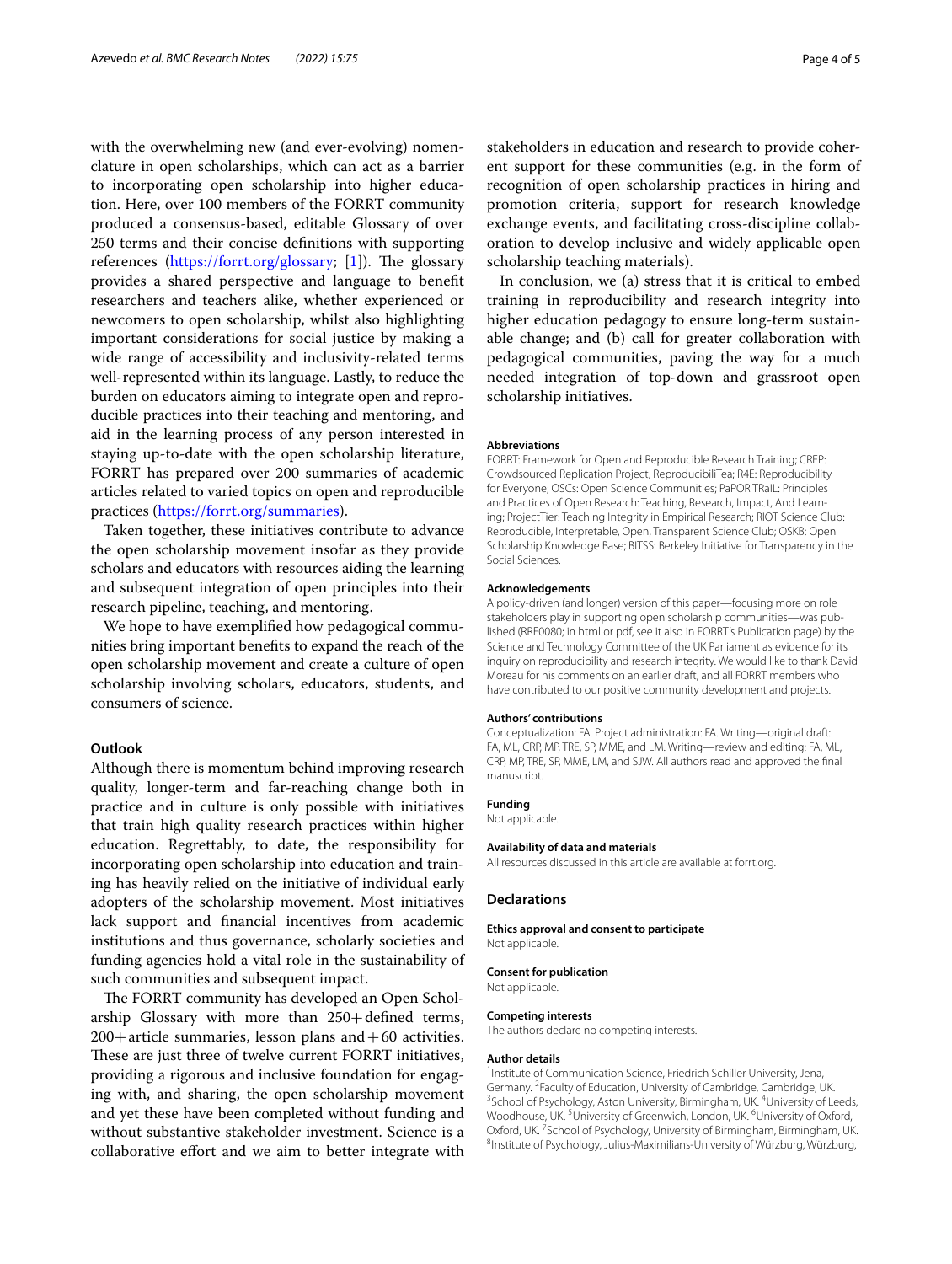with the overwhelming new (and ever-evolving) nomenclature in open scholarships, which can act as a barrier to incorporating open scholarship into higher education. Here, over 100 members of the FORRT community produced a consensus-based, editable Glossary of over 250 terms and their concise definitions with supporting references (https://forrt.org/glossary; [1]). The glossary provides a shared perspective and language to benefit researchers and teachers alike, whether experienced or newcomers to open scholarship, whilst also highlighting important considerations for social justice by making a wide range of accessibility and inclusivity-related terms well-represented within its language. Lastly, to reduce the burden on educators aiming to integrate open and reproducible practices into their teaching and mentoring, and aid in the learning process of any person interested in staying up-to-date with the open scholarship literature, FORRT has prepared over 200 summaries of academic articles related to varied topics on open and reproducible practices (https://forrt.org/summaries).

Taken together, these initiatives contribute to advance the open scholarship movement insofar as they provide scholars and educators with resources aiding the learning and subsequent integration of open principles into their research pipeline, teaching, and mentoring.

We hope to have exemplified how pedagogical communities bring important benefits to expand the reach of the open scholarship movement and create a culture of open scholarship involving scholars, educators, students, and consumers of science.

## Outlook

Although there is momentum behind improving research quality, longer-term and far-reaching change both in practice and in culture is only possible with initiatives that train high quality research practices within higher education. Regrettably, to date, the responsibility for incorporating open scholarship into education and training has heavily relied on the initiative of individual early adopters of the scholarship movement. Most initiatives lack support and financial incentives from academic institutions and thus governance, scholarly societies and funding agencies hold a vital role in the sustainability of such communities and subsequent impact.

The FORRT community has developed an Open Scholarship Glossary with more than 250+ defined terms, 200+ article summaries, lesson plans and +60 activities. These are just three of twelve current FORRT initiatives, providing a rigorous and inclusive foundation for engaging with, and sharing, the open scholarship movement and yet these have been completed without funding and without substantive stakeholder investment. Science is a collaborative effort and we aim to better integrate with stakeholders in education and research to provide coherent support for these communities (e.g. in the form of recognition of open scholarship practices in hiring and promotion criteria, support for research knowledge exchange events, and facilitating cross-discipline collaboration to develop inclusive and widely applicable open scholarship teaching materials).

In conclusion, we (a) stress that it is critical to embed training in reproducibility and research integrity into higher education pedagogy to ensure long-term sustainable change; and (b) call for greater collaboration with pedagogical communities, paving the way for a much needed integration of top-down and grassroot open scholarship initiatives.

**Abbreviations**

FORRT: Framework for Open and Reproducible Research Training; CREP: Crowdsourced Replication Project, ReproducibiliTea; R4E: Reproducibility for Everyone; OSCs: Open Science Communities; PaPOR TRaIL: Principles and Practices of Open Research: Teaching, Research, Impact, And Learning; ProjectTier: Teaching Integrity in Empirical Research; RIOT Science Club: Reproducible, Interpretable, Open, Transparent Science Club; OSKB: Open Scholarship Knowledge Base; BITSS: Berkeley Initiative for Transparency in the Social Sciences.

**Acknowledgements**

A policy-driven (and longer) version of this paper—focusing more on role stakeholders play in supporting open scholarship communities—was published (RRE0080; in html or pdf, see it also in FORRT's Publication page) by the Science and Technology Committee of the UK Parliament as evidence for its inquiry on reproducibility and research integrity. We would like to thank David Moreau for his comments on an earlier draft, and all FORRT members who have contributed to our positive community development and projects.

**Authors' contributions**

Conceptualization: FA. Project administration: FA. Writing—original draft: FA, ML, CRP, MP, TRE, SP, MME, and LM. Writing—review and editing: FA, ML, CRP, MP, TRE, SP, MME, LM, and SJW. All authors read and approved the final manuscript.

**Funding**

Not applicable.

**Availability of data and materials**

All resources discussed in this article are available at forrt.org.

## Declarations

**Ethics approval and consent to participate**

Not applicable.

**Consent for publication**

Not applicable.

**Competing interests**

The authors declare no competing interests.

**Author details**

[1] Institute of Communication Science, Friedrich Schiller University, Jena, Germany. [2] Faculty of Education, University of Cambridge, Cambridge, UK. [3] School of Psychology, Aston University, Birmingham, UK. [4] University of Leeds, Woodhouse, UK. [5] University of Greenwich, London, UK. [6] University of Oxford, Oxford, UK. [7] School of Psychology, University of Birmingham, Birmingham, UK. [8] Institute of Psychology, Julius-Maximilians-University of Würzburg, Würzburg,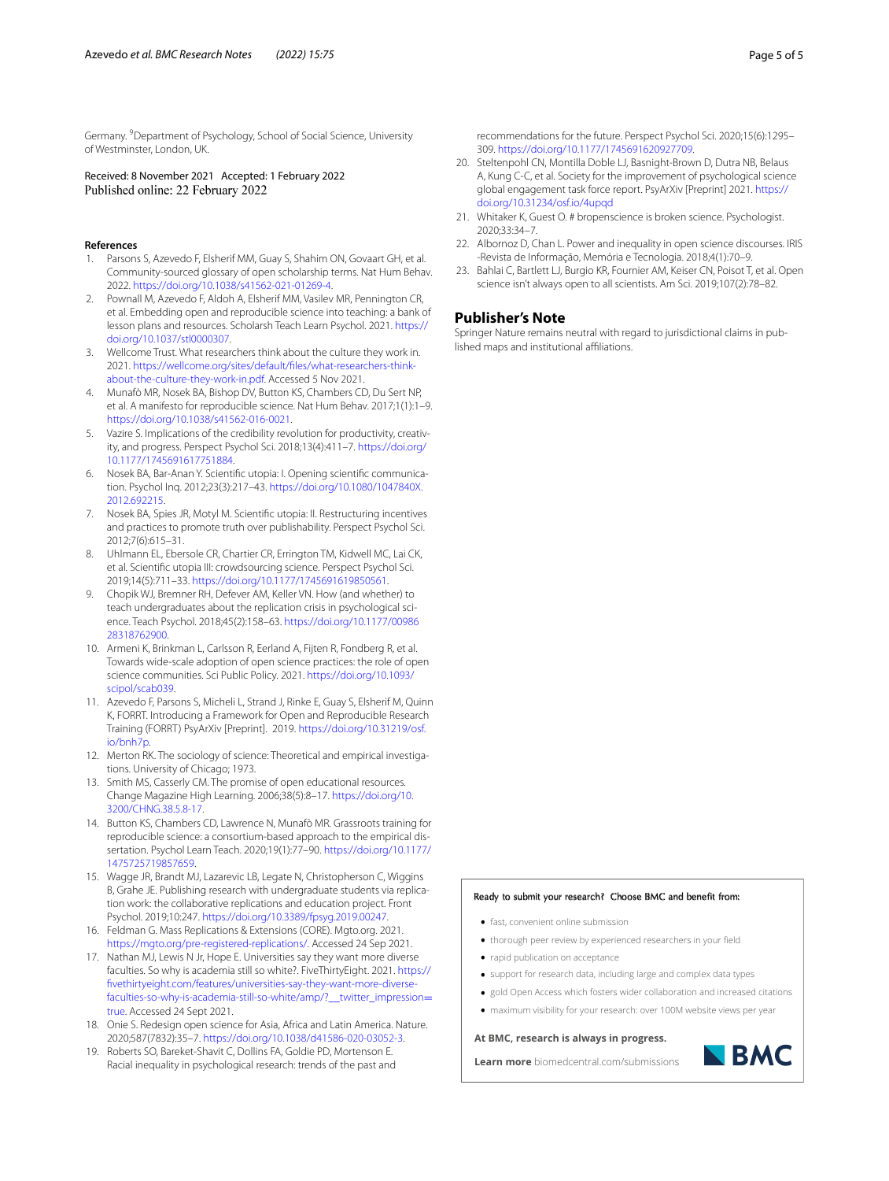Germany. [9]Department of Psychology, School of Social Science, University of Westminster, London, UK.

Received: 8 November 2021 Accepted: 1 February 2022
Published online: 22 February 2022

**References**

1. Parsons S, Azevedo F, Elsherif MM, Guay S, Shahim ON, Govaart GH, et al. Community-sourced glossary of open scholarship terms. Nat Hum Behav. 2022. https://doi.org/10.1038/s41562-021-01269-4.
2. Pownall M, Azevedo F, Aldoh A, Elsherif MM, Vasilev MR, Pennington CR, et al. Embedding open and reproducible science into teaching: a bank of lesson plans and resources. Scholarsh Teach Learn Psychol. 2021. https://doi.org/10.1037/stl0000307.
3. Wellcome Trust. What researchers think about the culture they work in. 2021. https://wellcome.org/sites/default/files/what-researchers-think-about-the-culture-they-work-in.pdf. Accessed 5 Nov 2021.
4. Munafò MR, Nosek BA, Bishop DV, Button KS, Chambers CD, Du Sert NP, et al. A manifesto for reproducible science. Nat Hum Behav. 2017;1(1):1–9. https://doi.org/10.1038/s41562-016-0021.
5. Vazire S. Implications of the credibility revolution for productivity, creativity, and progress. Perspect Psychol Sci. 2018;13(4):411–7. https://doi.org/10.1177/1745691617751884.
6. Nosek BA, Bar-Anan Y. Scientific utopia: I. Opening scientific communication. Psychol Inq. 2012;23(3):217–43. https://doi.org/10.1080/1047840X.2012.692215.
7. Nosek BA, Spies JR, Motyl M. Scientific utopia: II. Restructuring incentives and practices to promote truth over publishability. Perspect Psychol Sci. 2012;7(6):615–31.
8. Uhlmann EL, Ebersole CR, Chartier CR, Errington TM, Kidwell MC, Lai CK, et al. Scientific utopia III: crowdsourcing science. Perspect Psychol Sci. 2019;14(5):711–33. https://doi.org/10.1177/1745691619850561.
9. Chopik WJ, Bremner RH, Defever AM, Keller VN. How (and whether) to teach undergraduates about the replication crisis in psychological science. Teach Psychol. 2018;45(2):158–63. https://doi.org/10.1177/0098628318762900.
10. Armeni K, Brinkman L, Carlsson R, Eerland A, Fijten R, Fondberg R, et al. Towards wide-scale adoption of open science practices: the role of open science communities. Sci Public Policy. 2021. https://doi.org/10.1093/scipol/scab039.
11. Azevedo F, Parsons S, Micheli L, Strand J, Rinke E, Guay S, Elsherif M, Quinn K, FORRT. Introducing a Framework for Open and Reproducible Research Training (FORRT) PsyArXiv [Preprint]. 2019. https://doi.org/10.31219/osf.io/bnh7p.
12. Merton RK. The sociology of science: Theoretical and empirical investigations. University of Chicago; 1973.
13. Smith MS, Casserly CM. The promise of open educational resources. Change Magazine High Learning. 2006;38(5):8–17. https://doi.org/10.3200/CHNG.38.5.8-17.
14. Button KS, Chambers CD, Lawrence N, Munafò MR. Grassroots training for reproducible science: a consortium-based approach to the empirical dissertation. Psychol Learn Teach. 2020;19(1):77–90. https://doi.org/10.1177/1475725719857659.
15. Wagge JR, Brandt MJ, Lazarevic LB, Legate N, Christopherson C, Wiggins B, Grahe JE. Publishing research with undergraduate students via replication work: the collaborative replications and education project. Front Psychol. 2019;10:247. https://doi.org/10.3389/fpsyg.2019.00247.
16. Feldman G. Mass Replications & Extensions (CORE). Mgto.org. 2021. https://mgto.org/pre-registered-replications/. Accessed 24 Sep 2021.
17. Nathan MJ, Lewis N Jr, Hope E. Universities say they want more diverse faculties. So why is academia still so white?. FiveThirtyEight. 2021. https://fivethirtyeight.com/features/universities-say-they-want-more-diverse-faculties-so-why-is-academia-still-so-white/amp/?__twitter_impression=true. Accessed 24 Sept 2021.
18. Onie S. Redesign open science for Asia, Africa and Latin America. Nature. 2020;587(7832):35–7. https://doi.org/10.1038/d41586-020-03052-3.
19. Roberts SO, Bareket-Shavit C, Dollins FA, Goldie PD, Mortenson E. Racial inequality in psychological research: trends of the past and recommendations for the future. Perspect Psychol Sci. 2020;15(6):1295–309. https://doi.org/10.1177/1745691620927709.
20. Steltenpohl CN, Montilla Doble LJ, Basnight-Brown D, Dutra NB, Belaus A, Kung C-C, et al. Society for the improvement of psychological science global engagement task force report. PsyArXiv [Preprint] 2021. https://doi.org/10.31234/osf.io/4upqd
21. Whitaker K, Guest O. # bropenscience is broken science. Psychologist. 2020;33:34–7.
22. Albornoz D, Chan L. Power and inequality in open science discourses. IRIS -Revista de Informação, Memória e Tecnologia. 2018;4(1):70–9.
23. Bahlai C, Bartlett LJ, Burgio KR, Fournier AM, Keiser CN, Poisot T, et al. Open science isn't always open to all scientists. Am Sci. 2019;107(2):78–82.

## Publisher's Note

Springer Nature remains neutral with regard to jurisdictional claims in published maps and institutional affiliations.

Ready to submit your research? Choose BMC and benefit from:

- fast, convenient online submission
- thorough peer review by experienced researchers in your field
- rapid publication on acceptance
- support for research data, including large and complex data types
- gold Open Access which fosters wider collaboration and increased citations
- maximum visibility for your research: over 100M website views per year

**At BMC, research is always in progress.**

**Learn more** biomedcentral.com/submissions

BMC